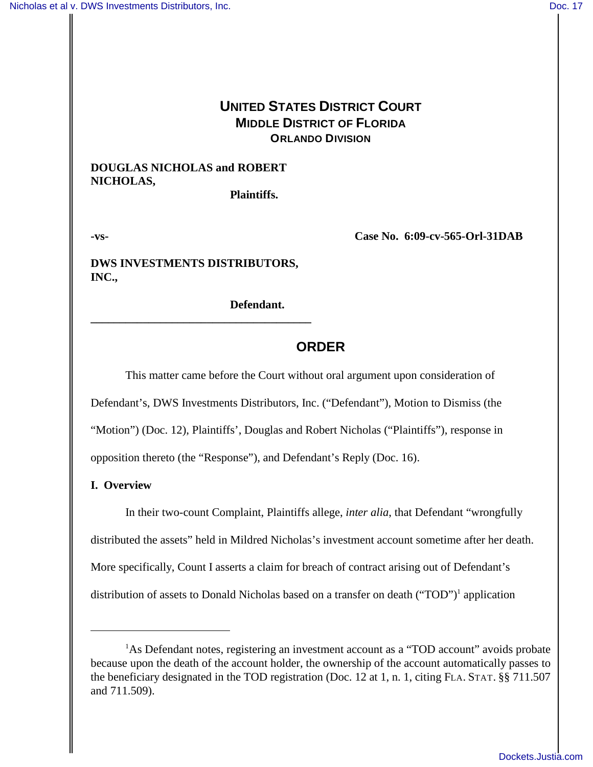# UNITED STATES DISTRICT COURT
## MIDDLE DISTRICT OF FLORIDA
### ORLANDO DIVISION

**DOUGLAS NICHOLAS and ROBERT NICHOLAS,**

**Plaintiffs.**

**-vs-** **Case No. 6:09-cv-565-Orl-31DAB**

**DWS INVESTMENTS DISTRIBUTORS, INC.,**

**Defendant.**

---

## ORDER

This matter came before the Court without oral argument upon consideration of Defendant's, DWS Investments Distributors, Inc. ("Defendant"), Motion to Dismiss (the "Motion") (Doc. 12), Plaintiffs', Douglas and Robert Nicholas ("Plaintiffs"), response in opposition thereto (the "Response"), and Defendant's Reply (Doc. 16).

**I. Overview**

In their two-count Complaint, Plaintiffs allege, *inter alia*, that Defendant "wrongfully distributed the assets" held in Mildred Nicholas's investment account sometime after her death. More specifically, Count I asserts a claim for breach of contract arising out of Defendant's distribution of assets to Donald Nicholas based on a transfer on death ("TOD")[1] application

---

[1]As Defendant notes, registering an investment account as a "TOD account" avoids probate because upon the death of the account holder, the ownership of the account automatically passes to the beneficiary designated in the TOD registration (Doc. 12 at 1, n. 1, citing FLA. STAT. §§ 711.507 and 711.509).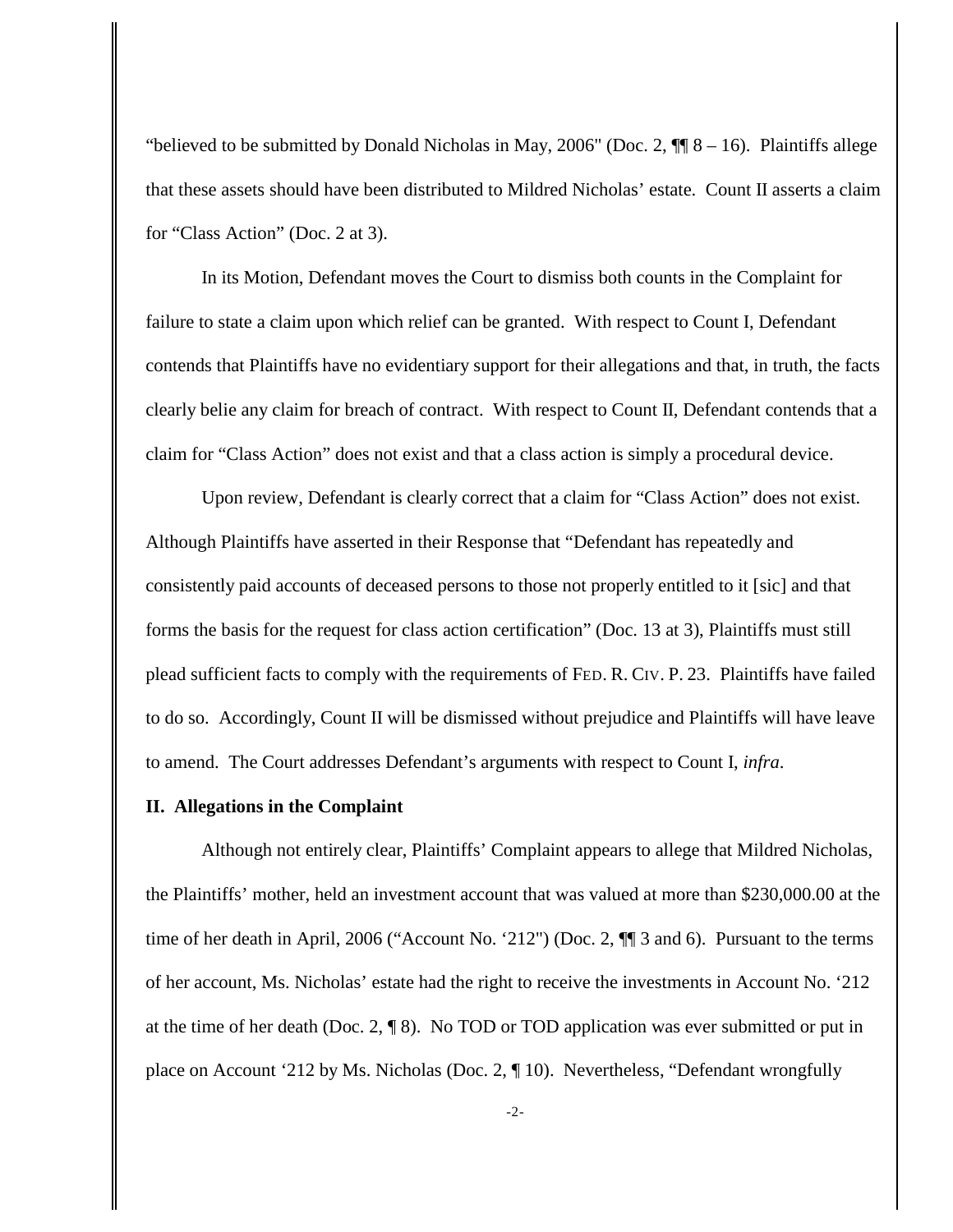"believed to be submitted by Donald Nicholas in May, 2006" (Doc. 2, ¶¶ 8 – 16). Plaintiffs allege that these assets should have been distributed to Mildred Nicholas' estate. Count II asserts a claim for "Class Action" (Doc. 2 at 3).

In its Motion, Defendant moves the Court to dismiss both counts in the Complaint for failure to state a claim upon which relief can be granted. With respect to Count I, Defendant contends that Plaintiffs have no evidentiary support for their allegations and that, in truth, the facts clearly belie any claim for breach of contract. With respect to Count II, Defendant contends that a claim for "Class Action" does not exist and that a class action is simply a procedural device.

Upon review, Defendant is clearly correct that a claim for "Class Action" does not exist. Although Plaintiffs have asserted in their Response that "Defendant has repeatedly and consistently paid accounts of deceased persons to those not properly entitled to it [sic] and that forms the basis for the request for class action certification" (Doc. 13 at 3), Plaintiffs must still plead sufficient facts to comply with the requirements of FED. R. CIV. P. 23. Plaintiffs have failed to do so. Accordingly, Count II will be dismissed without prejudice and Plaintiffs will have leave to amend. The Court addresses Defendant's arguments with respect to Count I, *infra*.

**II. Allegations in the Complaint**

Although not entirely clear, Plaintiffs' Complaint appears to allege that Mildred Nicholas, the Plaintiffs' mother, held an investment account that was valued at more than $230,000.00 at the time of her death in April, 2006 ("Account No. '212") (Doc. 2, ¶¶ 3 and 6). Pursuant to the terms of her account, Ms. Nicholas' estate had the right to receive the investments in Account No. '212 at the time of her death (Doc. 2, ¶ 8). No TOD or TOD application was ever submitted or put in place on Account '212 by Ms. Nicholas (Doc. 2, ¶ 10). Nevertheless, "Defendant wrongfully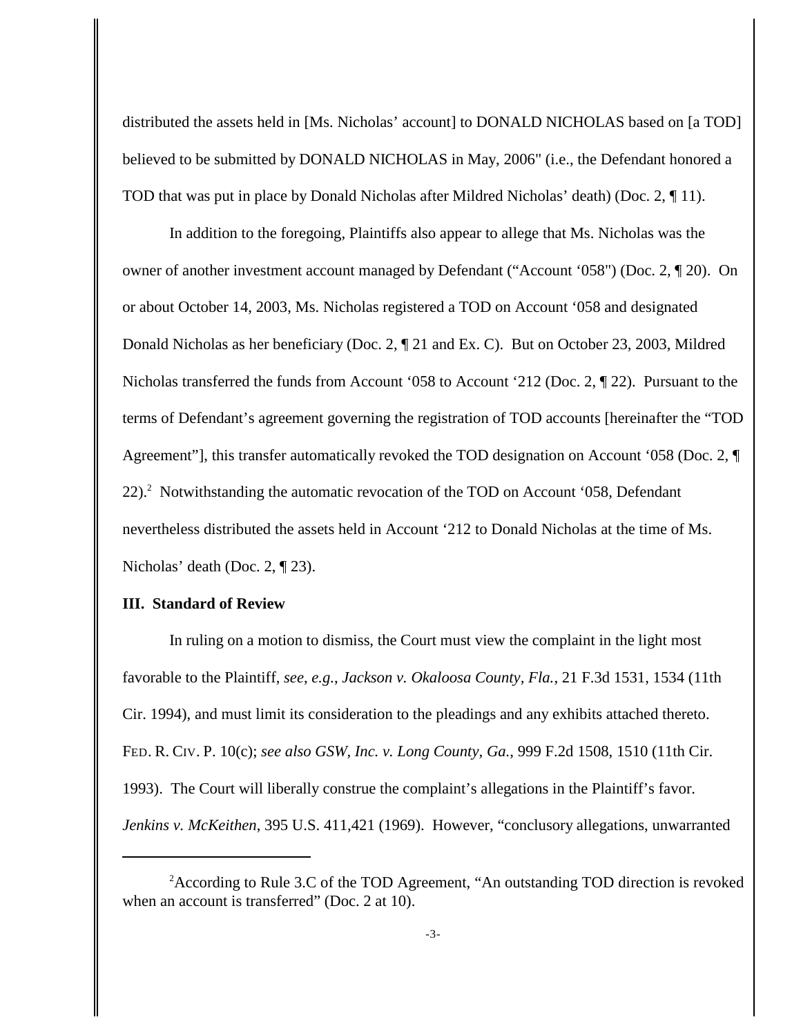distributed the assets held in [Ms. Nicholas' account] to DONALD NICHOLAS based on [a TOD] believed to be submitted by DONALD NICHOLAS in May, 2006" (i.e., the Defendant honored a TOD that was put in place by Donald Nicholas after Mildred Nicholas' death) (Doc. 2, ¶ 11).

In addition to the foregoing, Plaintiffs also appear to allege that Ms. Nicholas was the owner of another investment account managed by Defendant ("Account '058") (Doc. 2, ¶ 20). On or about October 14, 2003, Ms. Nicholas registered a TOD on Account '058 and designated Donald Nicholas as her beneficiary (Doc. 2, ¶ 21 and Ex. C). But on October 23, 2003, Mildred Nicholas transferred the funds from Account '058 to Account '212 (Doc. 2, ¶ 22). Pursuant to the terms of Defendant's agreement governing the registration of TOD accounts [hereinafter the "TOD Agreement"], this transfer automatically revoked the TOD designation on Account '058 (Doc. 2, ¶ 22).[2] Notwithstanding the automatic revocation of the TOD on Account '058, Defendant nevertheless distributed the assets held in Account '212 to Donald Nicholas at the time of Ms. Nicholas' death (Doc. 2, ¶ 23).

**III. Standard of Review**

In ruling on a motion to dismiss, the Court must view the complaint in the light most favorable to the Plaintiff, *see*, *e.g.*, *Jackson v. Okaloosa County, Fla.*, 21 F.3d 1531, 1534 (11th Cir. 1994), and must limit its consideration to the pleadings and any exhibits attached thereto. FED. R. CIV. P. 10(c); *see also GSW, Inc. v. Long County, Ga.*, 999 F.2d 1508, 1510 (11th Cir. 1993). The Court will liberally construe the complaint's allegations in the Plaintiff's favor. *Jenkins v. McKeithen*, 395 U.S. 411,421 (1969). However, "conclusory allegations, unwarranted

[2]According to Rule 3.C of the TOD Agreement, "An outstanding TOD direction is revoked when an account is transferred" (Doc. 2 at 10).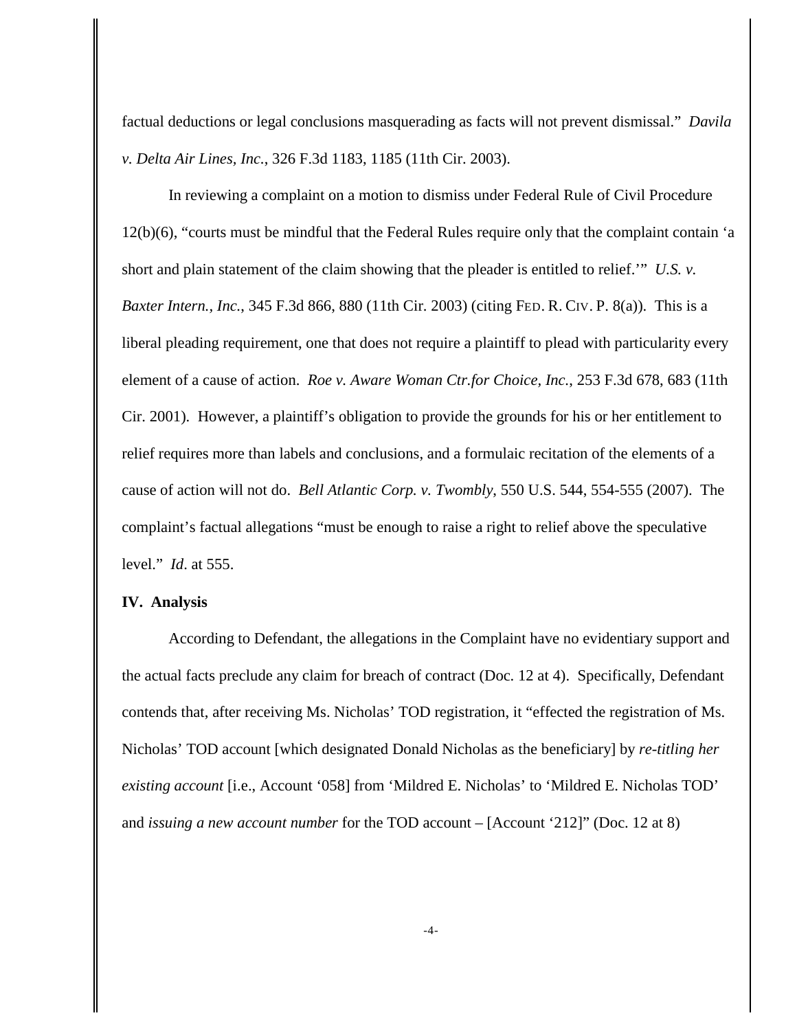factual deductions or legal conclusions masquerading as facts will not prevent dismissal." *Davila v. Delta Air Lines, Inc.*, 326 F.3d 1183, 1185 (11th Cir. 2003).

In reviewing a complaint on a motion to dismiss under Federal Rule of Civil Procedure 12(b)(6), "courts must be mindful that the Federal Rules require only that the complaint contain 'a short and plain statement of the claim showing that the pleader is entitled to relief.'" *U.S. v. Baxter Intern., Inc.*, 345 F.3d 866, 880 (11th Cir. 2003) (citing FED. R. CIV. P. 8(a)). This is a liberal pleading requirement, one that does not require a plaintiff to plead with particularity every element of a cause of action. *Roe v. Aware Woman Ctr.for Choice, Inc.*, 253 F.3d 678, 683 (11th Cir. 2001). However, a plaintiff's obligation to provide the grounds for his or her entitlement to relief requires more than labels and conclusions, and a formulaic recitation of the elements of a cause of action will not do. *Bell Atlantic Corp. v. Twombly*, 550 U.S. 544, 554-555 (2007). The complaint's factual allegations "must be enough to raise a right to relief above the speculative level." *Id*. at 555.

**IV. Analysis**

According to Defendant, the allegations in the Complaint have no evidentiary support and the actual facts preclude any claim for breach of contract (Doc. 12 at 4). Specifically, Defendant contends that, after receiving Ms. Nicholas' TOD registration, it "effected the registration of Ms. Nicholas' TOD account [which designated Donald Nicholas as the beneficiary] by *re-titling her existing account* [i.e., Account '058] from 'Mildred E. Nicholas' to 'Mildred E. Nicholas TOD' and *issuing a new account number* for the TOD account – [Account '212]" (Doc. 12 at 8)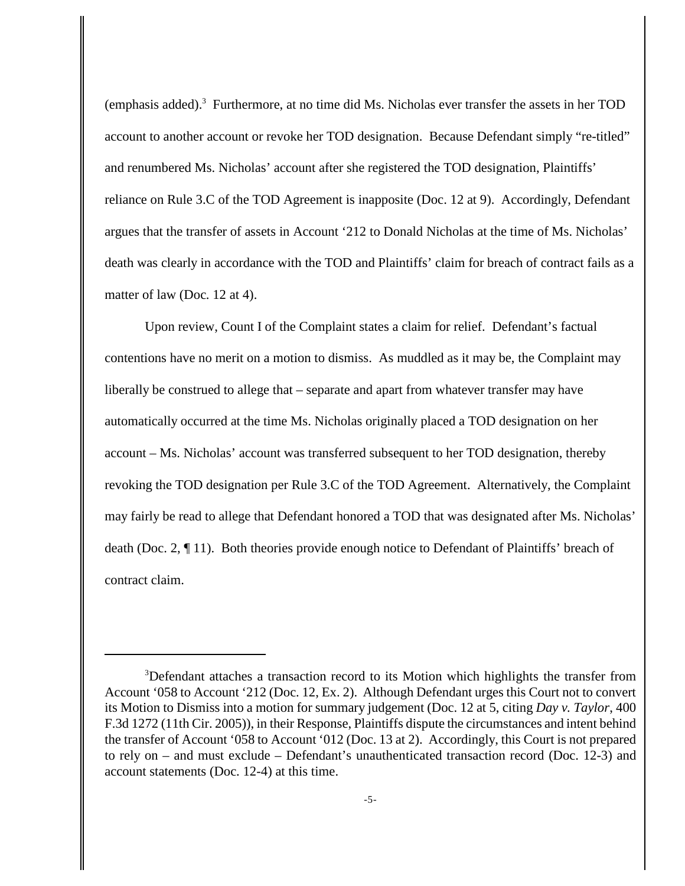(emphasis added).[3] Furthermore, at no time did Ms. Nicholas ever transfer the assets in her TOD account to another account or revoke her TOD designation. Because Defendant simply "re-titled" and renumbered Ms. Nicholas' account after she registered the TOD designation, Plaintiffs' reliance on Rule 3.C of the TOD Agreement is inapposite (Doc. 12 at 9). Accordingly, Defendant argues that the transfer of assets in Account '212 to Donald Nicholas at the time of Ms. Nicholas' death was clearly in accordance with the TOD and Plaintiffs' claim for breach of contract fails as a matter of law (Doc. 12 at 4).

Upon review, Count I of the Complaint states a claim for relief. Defendant's factual contentions have no merit on a motion to dismiss. As muddled as it may be, the Complaint may liberally be construed to allege that – separate and apart from whatever transfer may have automatically occurred at the time Ms. Nicholas originally placed a TOD designation on her account – Ms. Nicholas' account was transferred subsequent to her TOD designation, thereby revoking the TOD designation per Rule 3.C of the TOD Agreement. Alternatively, the Complaint may fairly be read to allege that Defendant honored a TOD that was designated after Ms. Nicholas' death (Doc. 2, ¶ 11). Both theories provide enough notice to Defendant of Plaintiffs' breach of contract claim.

---

[3] Defendant attaches a transaction record to its Motion which highlights the transfer from Account '058 to Account '212 (Doc. 12, Ex. 2). Although Defendant urges this Court not to convert its Motion to Dismiss into a motion for summary judgement (Doc. 12 at 5, citing *Day v. Taylor*, 400 F.3d 1272 (11th Cir. 2005)), in their Response, Plaintiffs dispute the circumstances and intent behind the transfer of Account '058 to Account '012 (Doc. 13 at 2). Accordingly, this Court is not prepared to rely on – and must exclude – Defendant's unauthenticated transaction record (Doc. 12-3) and account statements (Doc. 12-4) at this time.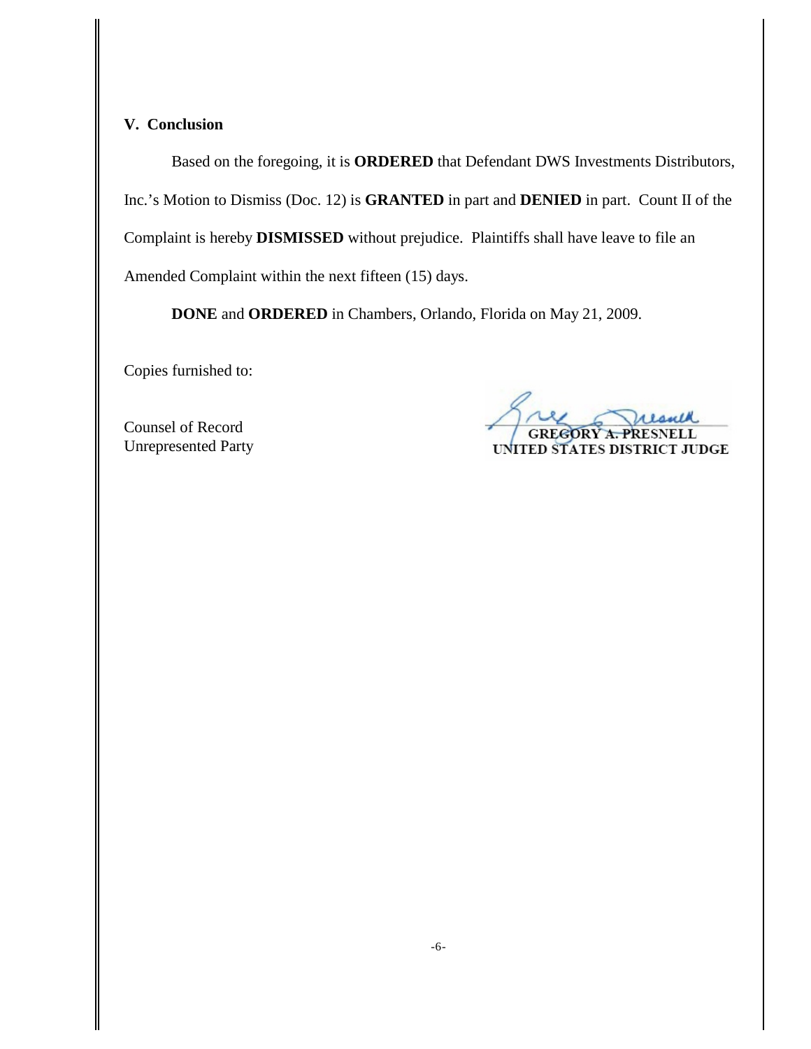## V. Conclusion

Based on the foregoing, it is **ORDERED** that Defendant DWS Investments Distributors, Inc.'s Motion to Dismiss (Doc. 12) is **GRANTED** in part and **DENIED** in part. Count II of the Complaint is hereby **DISMISSED** without prejudice. Plaintiffs shall have leave to file an Amended Complaint within the next fifteen (15) days.

**DONE** and **ORDERED** in Chambers, Orlando, Florida on May 21, 2009.

Copies furnished to:

Counsel of Record
Unrepresented Party

GREGORY A. PRESNELL
UNITED STATES DISTRICT JUDGE